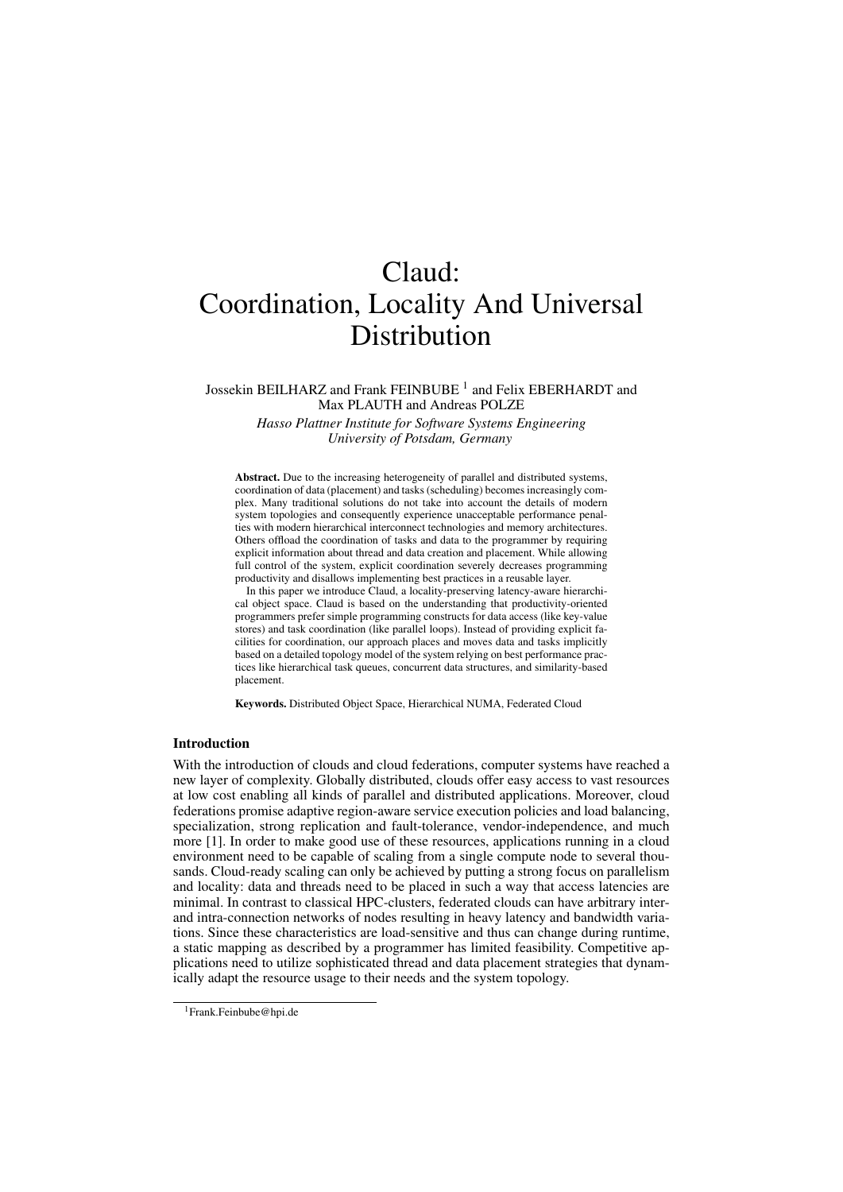# Claud: Coordination, Locality And Universal Distribution

Jossekin BEILHARZ and Frank FEINBUBE [1] and Felix EBERHARDT and Max PLAUTH and Andreas POLZE

*Hasso Plattner Institute for Software Systems Engineering*
*University of Potsdam, Germany*

**Abstract.** Due to the increasing heterogeneity of parallel and distributed systems, coordination of data (placement) and tasks (scheduling) becomes increasingly complex. Many traditional solutions do not take into account the details of modern system topologies and consequently experience unacceptable performance penalties with modern hierarchical interconnect technologies and memory architectures. Others offload the coordination of tasks and data to the programmer by requiring explicit information about thread and data creation and placement. While allowing full control of the system, explicit coordination severely decreases programming productivity and disallows implementing best practices in a reusable layer.

In this paper we introduce Claud, a locality-preserving latency-aware hierarchical object space. Claud is based on the understanding that productivity-oriented programmers prefer simple programming constructs for data access (like key-value stores) and task coordination (like parallel loops). Instead of providing explicit facilities for coordination, our approach places and moves data and tasks implicitly based on a detailed topology model of the system relying on best performance practices like hierarchical task queues, concurrent data structures, and similarity-based placement.

**Keywords.** Distributed Object Space, Hierarchical NUMA, Federated Cloud

## Introduction

With the introduction of clouds and cloud federations, computer systems have reached a new layer of complexity. Globally distributed, clouds offer easy access to vast resources at low cost enabling all kinds of parallel and distributed applications. Moreover, cloud federations promise adaptive region-aware service execution policies and load balancing, specialization, strong replication and fault-tolerance, vendor-independence, and much more [1]. In order to make good use of these resources, applications running in a cloud environment need to be capable of scaling from a single compute node to several thousands. Cloud-ready scaling can only be achieved by putting a strong focus on parallelism and locality: data and threads need to be placed in such a way that access latencies are minimal. In contrast to classical HPC-clusters, federated clouds can have arbitrary inter- and intra-connection networks of nodes resulting in heavy latency and bandwidth variations. Since these characteristics are load-sensitive and thus can change during runtime, a static mapping as described by a programmer has limited feasibility. Competitive applications need to utilize sophisticated thread and data placement strategies that dynamically adapt the resource usage to their needs and the system topology.

[1] Frank.Feinbube@hpi.de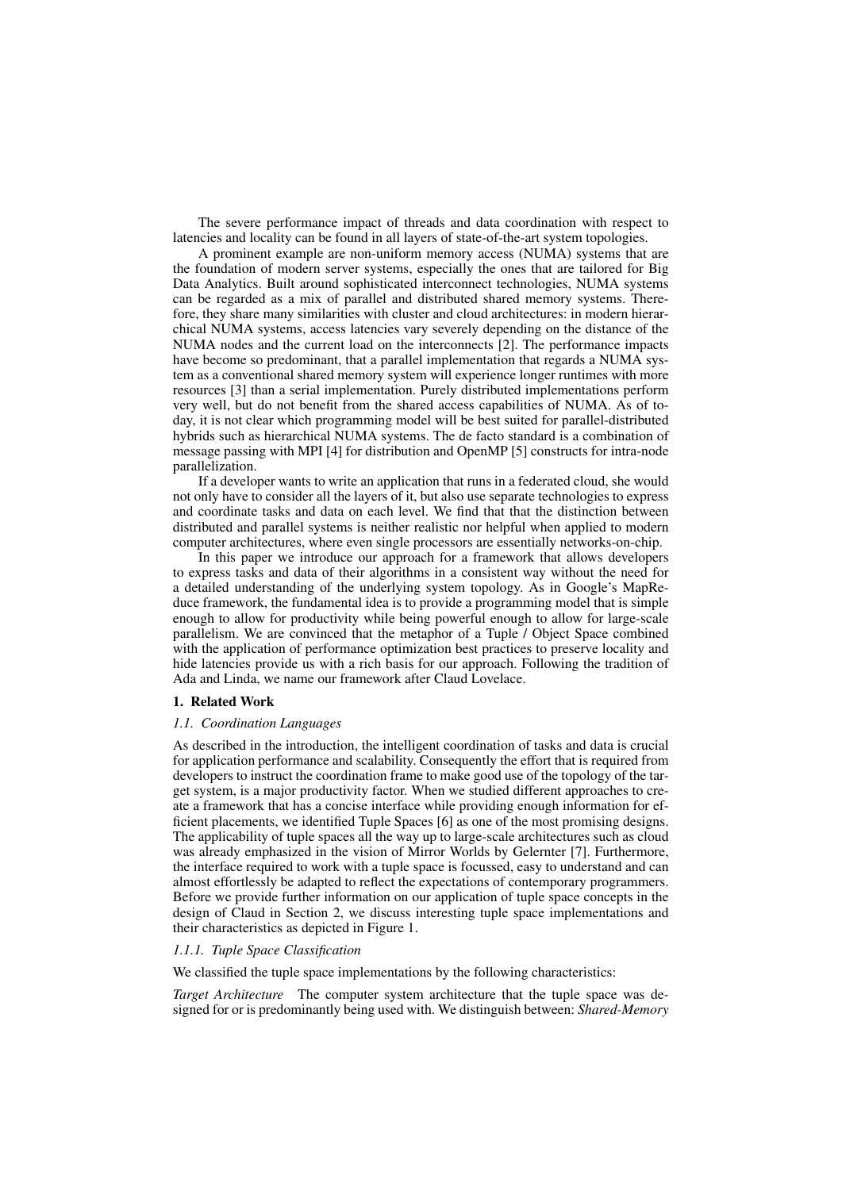The severe performance impact of threads and data coordination with respect to latencies and locality can be found in all layers of state-of-the-art system topologies.

A prominent example are non-uniform memory access (NUMA) systems that are the foundation of modern server systems, especially the ones that are tailored for Big Data Analytics. Built around sophisticated interconnect technologies, NUMA systems can be regarded as a mix of parallel and distributed shared memory systems. Therefore, they share many similarities with cluster and cloud architectures: in modern hierarchical NUMA systems, access latencies vary severely depending on the distance of the NUMA nodes and the current load on the interconnects [2]. The performance impacts have become so predominant, that a parallel implementation that regards a NUMA system as a conventional shared memory system will experience longer runtimes with more resources [3] than a serial implementation. Purely distributed implementations perform very well, but do not benefit from the shared access capabilities of NUMA. As of today, it is not clear which programming model will be best suited for parallel-distributed hybrids such as hierarchical NUMA systems. The de facto standard is a combination of message passing with MPI [4] for distribution and OpenMP [5] constructs for intra-node parallelization.

If a developer wants to write an application that runs in a federated cloud, she would not only have to consider all the layers of it, but also use separate technologies to express and coordinate tasks and data on each level. We find that that the distinction between distributed and parallel systems is neither realistic nor helpful when applied to modern computer architectures, where even single processors are essentially networks-on-chip.

In this paper we introduce our approach for a framework that allows developers to express tasks and data of their algorithms in a consistent way without the need for a detailed understanding of the underlying system topology. As in Google's MapReduce framework, the fundamental idea is to provide a programming model that is simple enough to allow for productivity while being powerful enough to allow for large-scale parallelism. We are convinced that the metaphor of a Tuple / Object Space combined with the application of performance optimization best practices to preserve locality and hide latencies provide us with a rich basis for our approach. Following the tradition of Ada and Linda, we name our framework after Claud Lovelace.

## 1. Related Work

### *1.1. Coordination Languages*

As described in the introduction, the intelligent coordination of tasks and data is crucial for application performance and scalability. Consequently the effort that is required from developers to instruct the coordination frame to make good use of the topology of the target system, is a major productivity factor. When we studied different approaches to create a framework that has a concise interface while providing enough information for efficient placements, we identified Tuple Spaces [6] as one of the most promising designs. The applicability of tuple spaces all the way up to large-scale architectures such as cloud was already emphasized in the vision of Mirror Worlds by Gelernter [7]. Furthermore, the interface required to work with a tuple space is focussed, easy to understand and can almost effortlessly be adapted to reflect the expectations of contemporary programmers. Before we provide further information on our application of tuple space concepts in the design of Claud in Section 2, we discuss interesting tuple space implementations and their characteristics as depicted in Figure 1.

#### *1.1.1. Tuple Space Classification*

We classified the tuple space implementations by the following characteristics:

*Target Architecture* The computer system architecture that the tuple space was designed for or is predominantly being used with. We distinguish between: *Shared-Memory*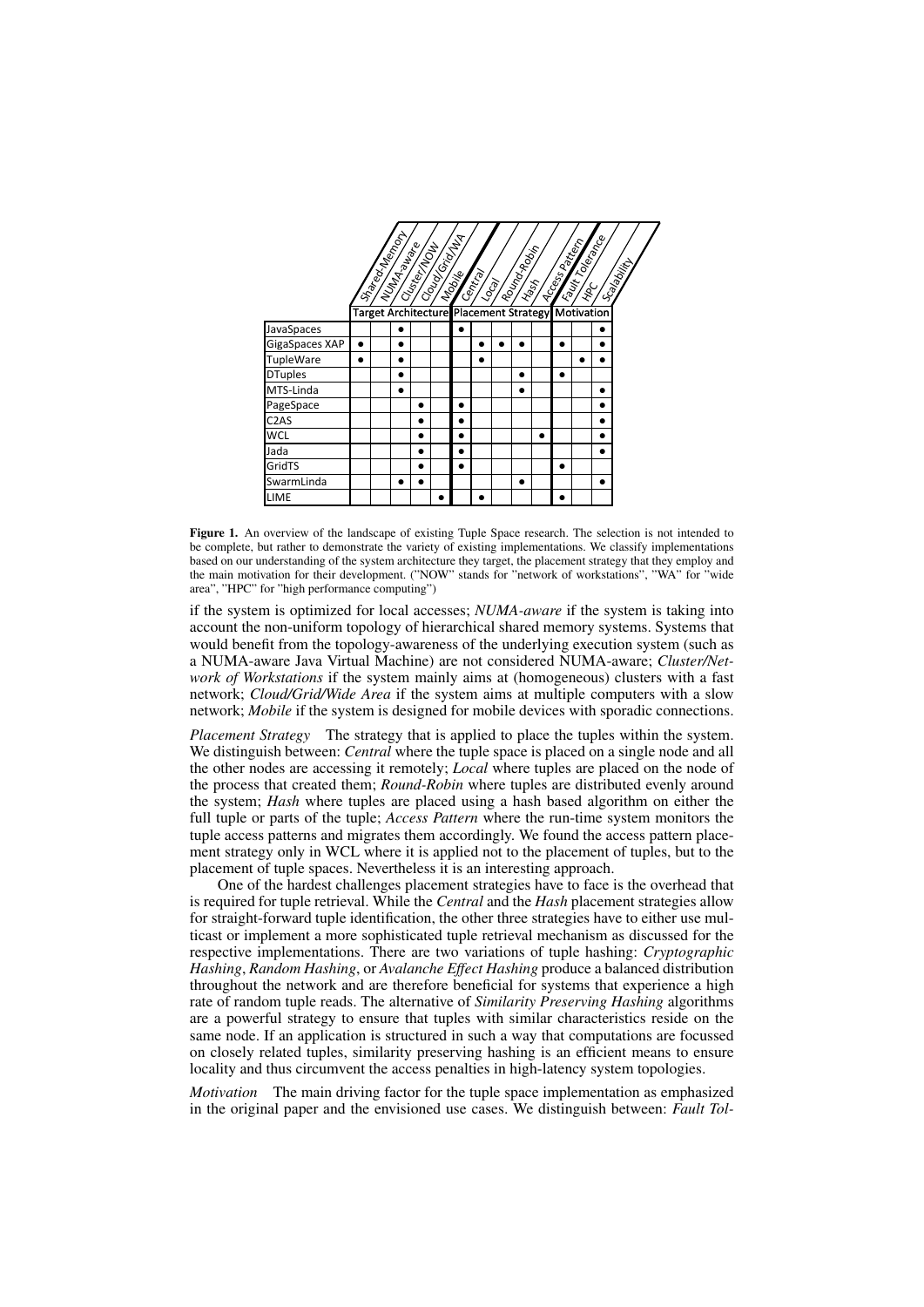| | Target Architecture | | | | | Placement Strategy | | | | | Motivation | | |
|---|---|---|---|---|---|---|---|---|---|---|---|---|---|
| | Shared-Memory | NUMA-aware | Cluster/NOW | Cloud/Grid/WA | Mobile | Central | Local | Round-Robin | Hash | Access Pattern | Fault Tolerance | HPC | Scalability |
| JavaSpaces | | | ● | | | ● | | | | | | | ● |
| GigaSpaces XAP | ● | | ● | | | | ● | ● | ● | | ● | | ● |
| TupleWare | ● | | ● | | | | ● | | | | | ● | ● |
| DTuples | | | ● | | | | | | ● | | ● | | |
| MTS-Linda | | | ● | | | | | | ● | | | | ● |
| PageSpace | | | | ● | | ● | | | | | | | ● |
| C2AS | | | | ● | | ● | | | | | | | ● |
| WCL | | | | ● | | ● | | | | ● | | | ● |
| Jada | | | | ● | | ● | | | | | | | ● |
| GridTS | | | | ● | | ● | | | | | ● | | |
| SwarmLinda | | | ● | ● | | | | | ● | | | | ● |
| LIME | | | | | ● | | ● | | | | ● | | |

**Figure 1.** An overview of the landscape of existing Tuple Space research. The selection is not intended to be complete, but rather to demonstrate the variety of existing implementations. We classify implementations based on our understanding of the system architecture they target, the placement strategy that they employ and the main motivation for their development. ("NOW" stands for "network of workstations", "WA" for "wide area", "HPC" for "high performance computing")

if the system is optimized for local accesses; *NUMA-aware* if the system is taking into account the non-uniform topology of hierarchical shared memory systems. Systems that would benefit from the topology-awareness of the underlying execution system (such as a NUMA-aware Java Virtual Machine) are not considered NUMA-aware; *Cluster/Network of Workstations* if the system mainly aims at (homogeneous) clusters with a fast network; *Cloud/Grid/Wide Area* if the system aims at multiple computers with a slow network; *Mobile* if the system is designed for mobile devices with sporadic connections.

*Placement Strategy* The strategy that is applied to place the tuples within the system. We distinguish between: *Central* where the tuple space is placed on a single node and all the other nodes are accessing it remotely; *Local* where tuples are placed on the node of the process that created them; *Round-Robin* where tuples are distributed evenly around the system; *Hash* where tuples are placed using a hash based algorithm on either the full tuple or parts of the tuple; *Access Pattern* where the run-time system monitors the tuple access patterns and migrates them accordingly. We found the access pattern placement strategy only in WCL where it is applied not to the placement of tuples, but to the placement of tuple spaces. Nevertheless it is an interesting approach.

One of the hardest challenges placement strategies have to face is the overhead that is required for tuple retrieval. While the *Central* and the *Hash* placement strategies allow for straight-forward tuple identification, the other three strategies have to either use multicast or implement a more sophisticated tuple retrieval mechanism as discussed for the respective implementations. There are two variations of tuple hashing: *Cryptographic Hashing*, *Random Hashing*, or *Avalanche Effect Hashing* produce a balanced distribution throughout the network and are therefore beneficial for systems that experience a high rate of random tuple reads. The alternative of *Similarity Preserving Hashing* algorithms are a powerful strategy to ensure that tuples with similar characteristics reside on the same node. If an application is structured in such a way that computations are focussed on closely related tuples, similarity preserving hashing is an efficient means to ensure locality and thus circumvent the access penalties in high-latency system topologies.

*Motivation* The main driving factor for the tuple space implementation as emphasized in the original paper and the envisioned use cases. We distinguish between: *Fault Tol-*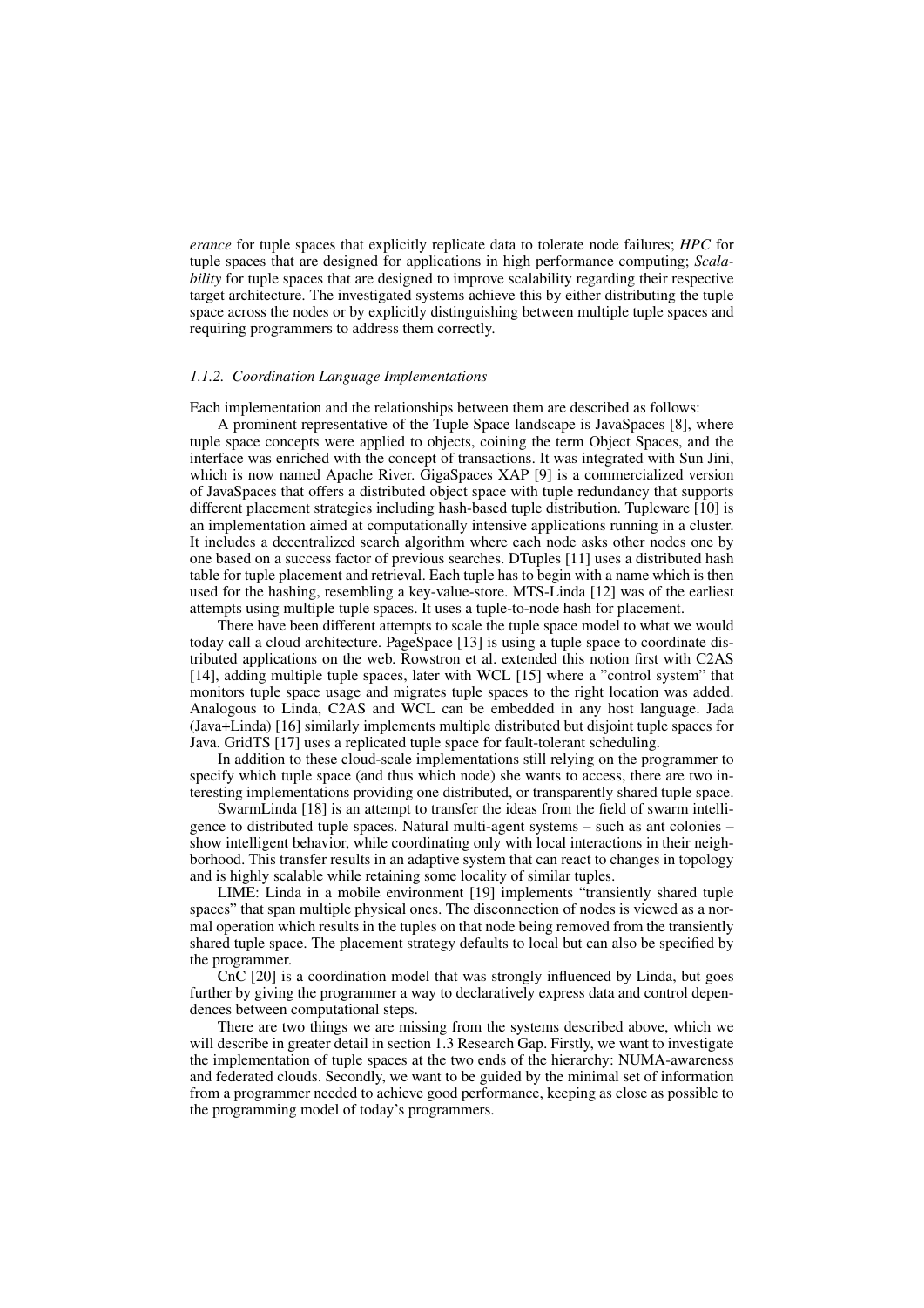*erance* for tuple spaces that explicitly replicate data to tolerate node failures; *HPC* for tuple spaces that are designed for applications in high performance computing; *Scalability* for tuple spaces that are designed to improve scalability regarding their respective target architecture. The investigated systems achieve this by either distributing the tuple space across the nodes or by explicitly distinguishing between multiple tuple spaces and requiring programmers to address them correctly.

#### *1.1.2. Coordination Language Implementations*

Each implementation and the relationships between them are described as follows:

A prominent representative of the Tuple Space landscape is JavaSpaces [8], where tuple space concepts were applied to objects, coining the term Object Spaces, and the interface was enriched with the concept of transactions. It was integrated with Sun Jini, which is now named Apache River. GigaSpaces XAP [9] is a commercialized version of JavaSpaces that offers a distributed object space with tuple redundancy that supports different placement strategies including hash-based tuple distribution. Tupleware [10] is an implementation aimed at computationally intensive applications running in a cluster. It includes a decentralized search algorithm where each node asks other nodes one by one based on a success factor of previous searches. DTuples [11] uses a distributed hash table for tuple placement and retrieval. Each tuple has to begin with a name which is then used for the hashing, resembling a key-value-store. MTS-Linda [12] was of the earliest attempts using multiple tuple spaces. It uses a tuple-to-node hash for placement.

There have been different attempts to scale the tuple space model to what we would today call a cloud architecture. PageSpace [13] is using a tuple space to coordinate distributed applications on the web. Rowstron et al. extended this notion first with C2AS [14], adding multiple tuple spaces, later with WCL [15] where a "control system" that monitors tuple space usage and migrates tuple spaces to the right location was added. Analogous to Linda, C2AS and WCL can be embedded in any host language. Jada (Java+Linda) [16] similarly implements multiple distributed but disjoint tuple spaces for Java. GridTS [17] uses a replicated tuple space for fault-tolerant scheduling.

In addition to these cloud-scale implementations still relying on the programmer to specify which tuple space (and thus which node) she wants to access, there are two interesting implementations providing one distributed, or transparently shared tuple space.

SwarmLinda [18] is an attempt to transfer the ideas from the field of swarm intelligence to distributed tuple spaces. Natural multi-agent systems – such as ant colonies – show intelligent behavior, while coordinating only with local interactions in their neighborhood. This transfer results in an adaptive system that can react to changes in topology and is highly scalable while retaining some locality of similar tuples.

LIME: Linda in a mobile environment [19] implements "transiently shared tuple spaces" that span multiple physical ones. The disconnection of nodes is viewed as a normal operation which results in the tuples on that node being removed from the transiently shared tuple space. The placement strategy defaults to local but can also be specified by the programmer.

CnC [20] is a coordination model that was strongly influenced by Linda, but goes further by giving the programmer a way to declaratively express data and control dependences between computational steps.

There are two things we are missing from the systems described above, which we will describe in greater detail in section 1.3 Research Gap. Firstly, we want to investigate the implementation of tuple spaces at the two ends of the hierarchy: NUMA-awareness and federated clouds. Secondly, we want to be guided by the minimal set of information from a programmer needed to achieve good performance, keeping as close as possible to the programming model of today's programmers.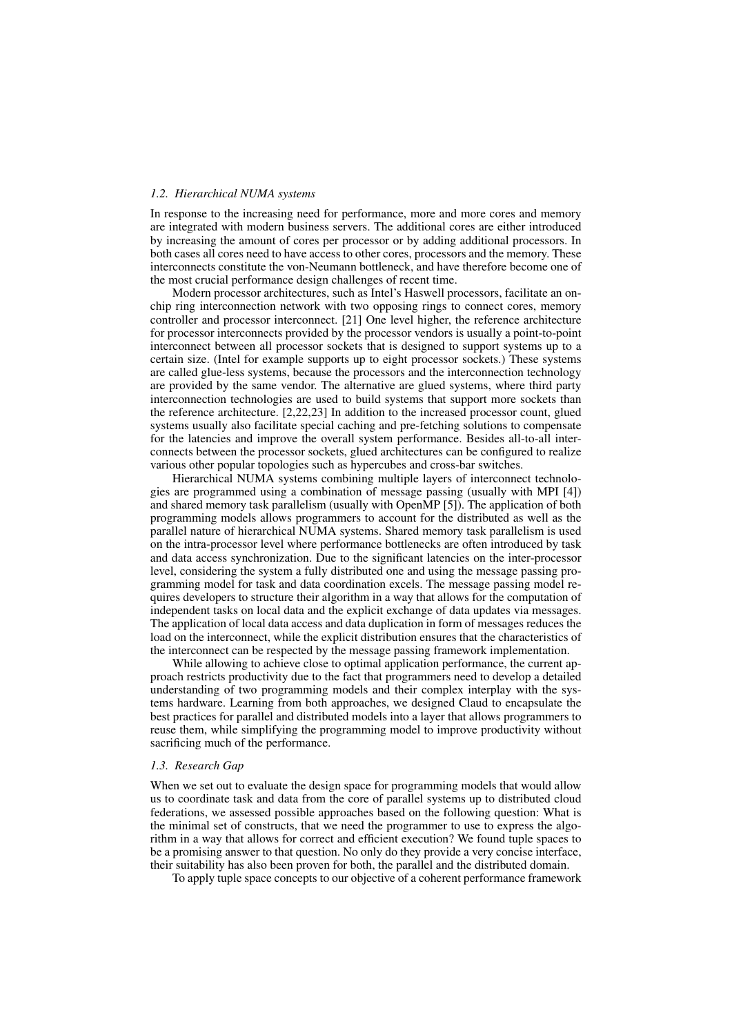### *1.2. Hierarchical NUMA systems*

In response to the increasing need for performance, more and more cores and memory are integrated with modern business servers. The additional cores are either introduced by increasing the amount of cores per processor or by adding additional processors. In both cases all cores need to have access to other cores, processors and the memory. These interconnects constitute the von-Neumann bottleneck, and have therefore become one of the most crucial performance design challenges of recent time.

Modern processor architectures, such as Intel's Haswell processors, facilitate an on-chip ring interconnection network with two opposing rings to connect cores, memory controller and processor interconnect. [21] One level higher, the reference architecture for processor interconnects provided by the processor vendors is usually a point-to-point interconnect between all processor sockets that is designed to support systems up to a certain size. (Intel for example supports up to eight processor sockets.) These systems are called glue-less systems, because the processors and the interconnection technology are provided by the same vendor. The alternative are glued systems, where third party interconnection technologies are used to build systems that support more sockets than the reference architecture. [2,22,23] In addition to the increased processor count, glued systems usually also facilitate special caching and pre-fetching solutions to compensate for the latencies and improve the overall system performance. Besides all-to-all interconnects between the processor sockets, glued architectures can be configured to realize various other popular topologies such as hypercubes and cross-bar switches.

Hierarchical NUMA systems combining multiple layers of interconnect technologies are programmed using a combination of message passing (usually with MPI [4]) and shared memory task parallelism (usually with OpenMP [5]). The application of both programming models allows programmers to account for the distributed as well as the parallel nature of hierarchical NUMA systems. Shared memory task parallelism is used on the intra-processor level where performance bottlenecks are often introduced by task and data access synchronization. Due to the significant latencies on the inter-processor level, considering the system a fully distributed one and using the message passing programming model for task and data coordination excels. The message passing model requires developers to structure their algorithm in a way that allows for the computation of independent tasks on local data and the explicit exchange of data updates via messages. The application of local data access and data duplication in form of messages reduces the load on the interconnect, while the explicit distribution ensures that the characteristics of the interconnect can be respected by the message passing framework implementation.

While allowing to achieve close to optimal application performance, the current approach restricts productivity due to the fact that programmers need to develop a detailed understanding of two programming models and their complex interplay with the systems hardware. Learning from both approaches, we designed Claud to encapsulate the best practices for parallel and distributed models into a layer that allows programmers to reuse them, while simplifying the programming model to improve productivity without sacrificing much of the performance.

### *1.3. Research Gap*

When we set out to evaluate the design space for programming models that would allow us to coordinate task and data from the core of parallel systems up to distributed cloud federations, we assessed possible approaches based on the following question: What is the minimal set of constructs, that we need the programmer to use to express the algorithm in a way that allows for correct and efficient execution? We found tuple spaces to be a promising answer to that question. No only do they provide a very concise interface, their suitability has also been proven for both, the parallel and the distributed domain.

To apply tuple space concepts to our objective of a coherent performance framework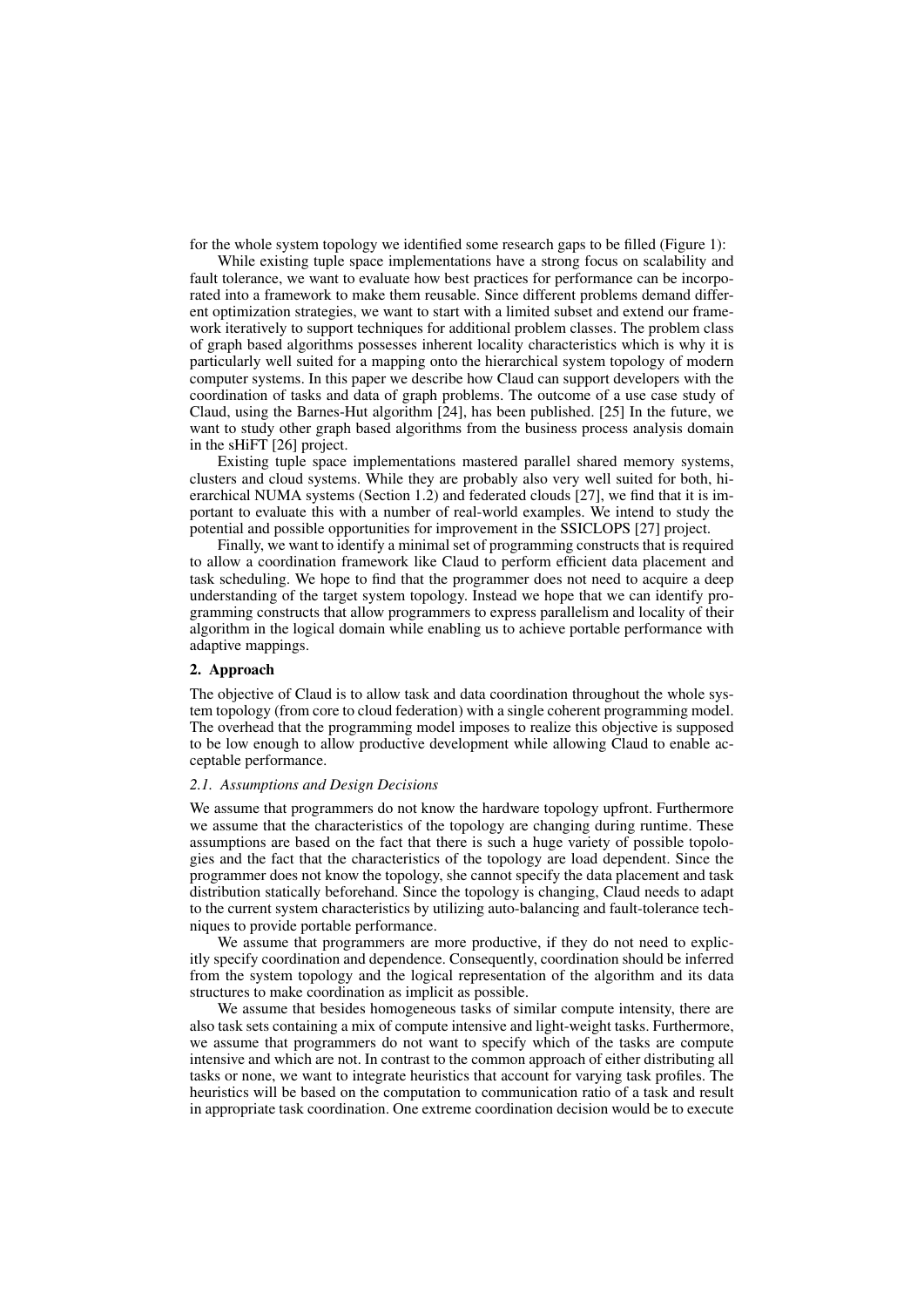for the whole system topology we identified some research gaps to be filled (Figure 1):

While existing tuple space implementations have a strong focus on scalability and fault tolerance, we want to evaluate how best practices for performance can be incorporated into a framework to make them reusable. Since different problems demand different optimization strategies, we want to start with a limited subset and extend our framework iteratively to support techniques for additional problem classes. The problem class of graph based algorithms possesses inherent locality characteristics which is why it is particularly well suited for a mapping onto the hierarchical system topology of modern computer systems. In this paper we describe how Claud can support developers with the coordination of tasks and data of graph problems. The outcome of a use case study of Claud, using the Barnes-Hut algorithm [24], has been published. [25] In the future, we want to study other graph based algorithms from the business process analysis domain in the sHiFT [26] project.

Existing tuple space implementations mastered parallel shared memory systems, clusters and cloud systems. While they are probably also very well suited for both, hierarchical NUMA systems (Section 1.2) and federated clouds [27], we find that it is important to evaluate this with a number of real-world examples. We intend to study the potential and possible opportunities for improvement in the SSICLOPS [27] project.

Finally, we want to identify a minimal set of programming constructs that is required to allow a coordination framework like Claud to perform efficient data placement and task scheduling. We hope to find that the programmer does not need to acquire a deep understanding of the target system topology. Instead we hope that we can identify programming constructs that allow programmers to express parallelism and locality of their algorithm in the logical domain while enabling us to achieve portable performance with adaptive mappings.

## 2. Approach

The objective of Claud is to allow task and data coordination throughout the whole system topology (from core to cloud federation) with a single coherent programming model. The overhead that the programming model imposes to realize this objective is supposed to be low enough to allow productive development while allowing Claud to enable acceptable performance.

### *2.1. Assumptions and Design Decisions*

We assume that programmers do not know the hardware topology upfront. Furthermore we assume that the characteristics of the topology are changing during runtime. These assumptions are based on the fact that there is such a huge variety of possible topologies and the fact that the characteristics of the topology are load dependent. Since the programmer does not know the topology, she cannot specify the data placement and task distribution statically beforehand. Since the topology is changing, Claud needs to adapt to the current system characteristics by utilizing auto-balancing and fault-tolerance techniques to provide portable performance.

We assume that programmers are more productive, if they do not need to explicitly specify coordination and dependence. Consequently, coordination should be inferred from the system topology and the logical representation of the algorithm and its data structures to make coordination as implicit as possible.

We assume that besides homogeneous tasks of similar compute intensity, there are also task sets containing a mix of compute intensive and light-weight tasks. Furthermore, we assume that programmers do not want to specify which of the tasks are compute intensive and which are not. In contrast to the common approach of either distributing all tasks or none, we want to integrate heuristics that account for varying task profiles. The heuristics will be based on the computation to communication ratio of a task and result in appropriate task coordination. One extreme coordination decision would be to execute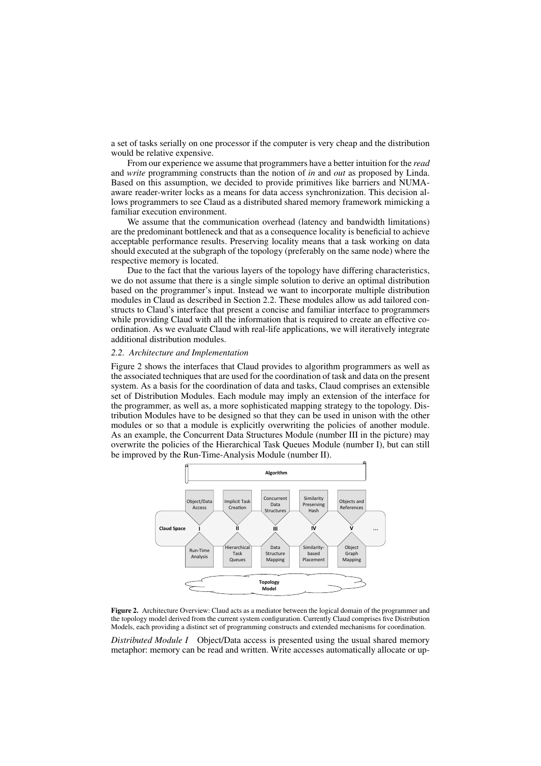a set of tasks serially on one processor if the computer is very cheap and the distribution would be relative expensive.

From our experience we assume that programmers have a better intuition for the *read* and *write* programming constructs than the notion of *in* and *out* as proposed by Linda. Based on this assumption, we decided to provide primitives like barriers and NUMA-aware reader-writer locks as a means for data access synchronization. This decision allows programmers to see Claud as a distributed shared memory framework mimicking a familiar execution environment.

We assume that the communication overhead (latency and bandwidth limitations) are the predominant bottleneck and that as a consequence locality is beneficial to achieve acceptable performance results. Preserving locality means that a task working on data should executed at the subgraph of the topology (preferably on the same node) where the respective memory is located.

Due to the fact that the various layers of the topology have differing characteristics, we do not assume that there is a single simple solution to derive an optimal distribution based on the programmer's input. Instead we want to incorporate multiple distribution modules in Claud as described in Section 2.2. These modules allow us add tailored constructs to Claud's interface that present a concise and familiar interface to programmers while providing Claud with all the information that is required to create an effective coordination. As we evaluate Claud with real-life applications, we will iteratively integrate additional distribution modules.

### *2.2. Architecture and Implementation*

Figure 2 shows the interfaces that Claud provides to algorithm programmers as well as the associated techniques that are used for the coordination of task and data on the present system. As a basis for the coordination of data and tasks, Claud comprises an extensible set of Distribution Modules. Each module may imply an extension of the interface for the programmer, as well as, a more sophisticated mapping strategy to the topology. Distribution Modules have to be designed so that they can be used in unison with the other modules or so that a module is explicitly overwriting the policies of another module. As an example, the Concurrent Data Structures Module (number III in the picture) may overwrite the policies of the Hierarchical Task Queues Module (number I), but can still be improved by the Run-Time-Analysis Module (number II).

**Figure 2.** Architecture Overview: Claud acts as a mediator between the logical domain of the programmer and the topology model derived from the current system configuration. Currently Claud comprises five Distribution Models, each providing a distinct set of programming constructs and extended mechanisms for coordination.

*Distributed Module I* Object/Data access is presented using the usual shared memory metaphor: memory can be read and written. Write accesses automatically allocate or up-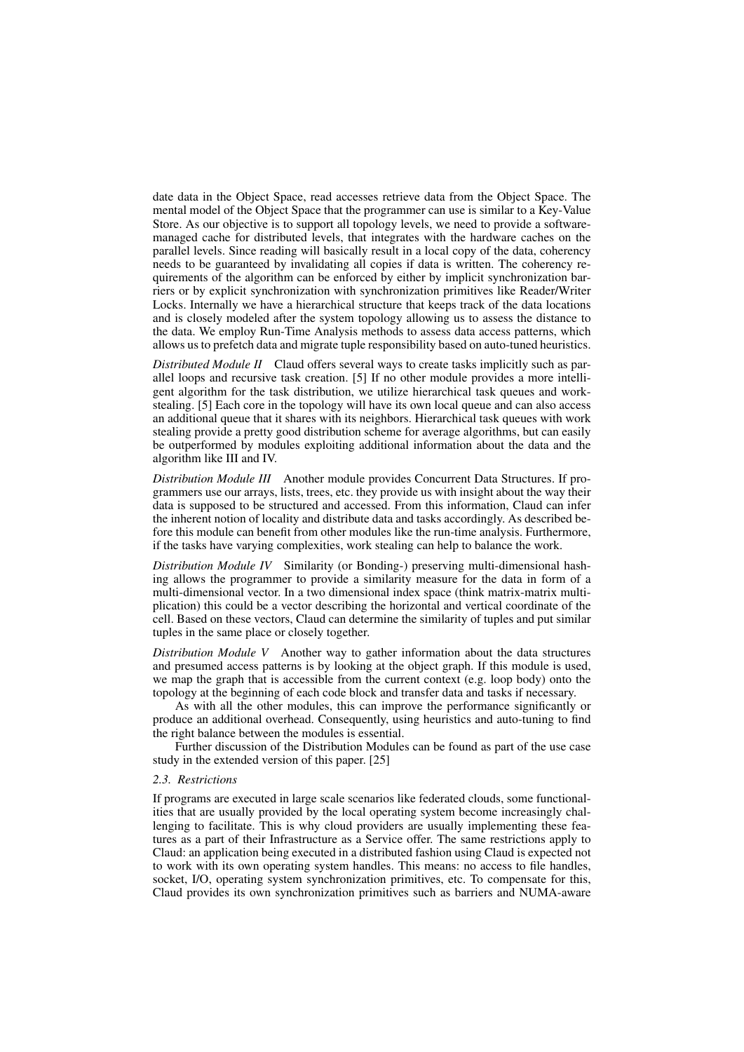date data in the Object Space, read accesses retrieve data from the Object Space. The mental model of the Object Space that the programmer can use is similar to a Key-Value Store. As our objective is to support all topology levels, we need to provide a software-managed cache for distributed levels, that integrates with the hardware caches on the parallel levels. Since reading will basically result in a local copy of the data, coherency needs to be guaranteed by invalidating all copies if data is written. The coherency requirements of the algorithm can be enforced by either by implicit synchronization barriers or by explicit synchronization with synchronization primitives like Reader/Writer Locks. Internally we have a hierarchical structure that keeps track of the data locations and is closely modeled after the system topology allowing us to assess the distance to the data. We employ Run-Time Analysis methods to assess data access patterns, which allows us to prefetch data and migrate tuple responsibility based on auto-tuned heuristics.

*Distributed Module II* Claud offers several ways to create tasks implicitly such as parallel loops and recursive task creation. [5] If no other module provides a more intelligent algorithm for the task distribution, we utilize hierarchical task queues and work-stealing. [5] Each core in the topology will have its own local queue and can also access an additional queue that it shares with its neighbors. Hierarchical task queues with work stealing provide a pretty good distribution scheme for average algorithms, but can easily be outperformed by modules exploiting additional information about the data and the algorithm like III and IV.

*Distribution Module III* Another module provides Concurrent Data Structures. If programmers use our arrays, lists, trees, etc. they provide us with insight about the way their data is supposed to be structured and accessed. From this information, Claud can infer the inherent notion of locality and distribute data and tasks accordingly. As described before this module can benefit from other modules like the run-time analysis. Furthermore, if the tasks have varying complexities, work stealing can help to balance the work.

*Distribution Module IV* Similarity (or Bonding-) preserving multi-dimensional hashing allows the programmer to provide a similarity measure for the data in form of a multi-dimensional vector. In a two dimensional index space (think matrix-matrix multiplication) this could be a vector describing the horizontal and vertical coordinate of the cell. Based on these vectors, Claud can determine the similarity of tuples and put similar tuples in the same place or closely together.

*Distribution Module V* Another way to gather information about the data structures and presumed access patterns is by looking at the object graph. If this module is used, we map the graph that is accessible from the current context (e.g. loop body) onto the topology at the beginning of each code block and transfer data and tasks if necessary.

As with all the other modules, this can improve the performance significantly or produce an additional overhead. Consequently, using heuristics and auto-tuning to find the right balance between the modules is essential.

Further discussion of the Distribution Modules can be found as part of the use case study in the extended version of this paper. [25]

### *2.3. Restrictions*

If programs are executed in large scale scenarios like federated clouds, some functionalities that are usually provided by the local operating system become increasingly challenging to facilitate. This is why cloud providers are usually implementing these features as a part of their Infrastructure as a Service offer. The same restrictions apply to Claud: an application being executed in a distributed fashion using Claud is expected not to work with its own operating system handles. This means: no access to file handles, socket, I/O, operating system synchronization primitives, etc. To compensate for this, Claud provides its own synchronization primitives such as barriers and NUMA-aware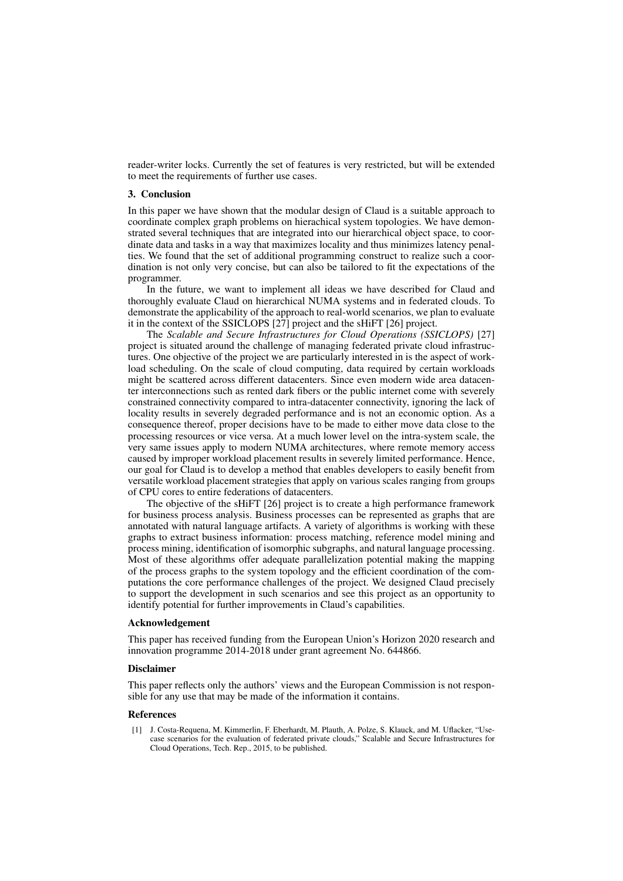reader-writer locks. Currently the set of features is very restricted, but will be extended to meet the requirements of further use cases.

## 3. Conclusion

In this paper we have shown that the modular design of Claud is a suitable approach to coordinate complex graph problems on hierachical system topologies. We have demonstrated several techniques that are integrated into our hierarchical object space, to coordinate data and tasks in a way that maximizes locality and thus minimizes latency penalties. We found that the set of additional programming construct to realize such a coordination is not only very concise, but can also be tailored to fit the expectations of the programmer.

In the future, we want to implement all ideas we have described for Claud and thoroughly evaluate Claud on hierarchical NUMA systems and in federated clouds. To demonstrate the applicability of the approach to real-world scenarios, we plan to evaluate it in the context of the SSICLOPS [27] project and the sHiFT [26] project.

The *Scalable and Secure Infrastructures for Cloud Operations (SSICLOPS)* [27] project is situated around the challenge of managing federated private cloud infrastructures. One objective of the project we are particularly interested in is the aspect of workload scheduling. On the scale of cloud computing, data required by certain workloads might be scattered across different datacenters. Since even modern wide area datacenter interconnections such as rented dark fibers or the public internet come with severely constrained connectivity compared to intra-datacenter connectivity, ignoring the lack of locality results in severely degraded performance and is not an economic option. As a consequence thereof, proper decisions have to be made to either move data close to the processing resources or vice versa. At a much lower level on the intra-system scale, the very same issues apply to modern NUMA architectures, where remote memory access caused by improper workload placement results in severely limited performance. Hence, our goal for Claud is to develop a method that enables developers to easily benefit from versatile workload placement strategies that apply on various scales ranging from groups of CPU cores to entire federations of datacenters.

The objective of the sHiFT [26] project is to create a high performance framework for business process analysis. Business processes can be represented as graphs that are annotated with natural language artifacts. A variety of algorithms is working with these graphs to extract business information: process matching, reference model mining and process mining, identification of isomorphic subgraphs, and natural language processing. Most of these algorithms offer adequate parallelization potential making the mapping of the process graphs to the system topology and the efficient coordination of the computations the core performance challenges of the project. We designed Claud precisely to support the development in such scenarios and see this project as an opportunity to identify potential for further improvements in Claud's capabilities.

### Acknowledgement

This paper has received funding from the European Union's Horizon 2020 research and innovation programme 2014-2018 under grant agreement No. 644866.

### Disclaimer

This paper reflects only the authors' views and the European Commission is not responsible for any use that may be made of the information it contains.

### References

[1] J. Costa-Requena, M. Kimmerlin, F. Eberhardt, M. Plauth, A. Polze, S. Klauck, and M. Uflacker, "Use-case scenarios for the evaluation of federated private clouds," Scalable and Secure Infrastructures for Cloud Operations, Tech. Rep., 2015, to be published.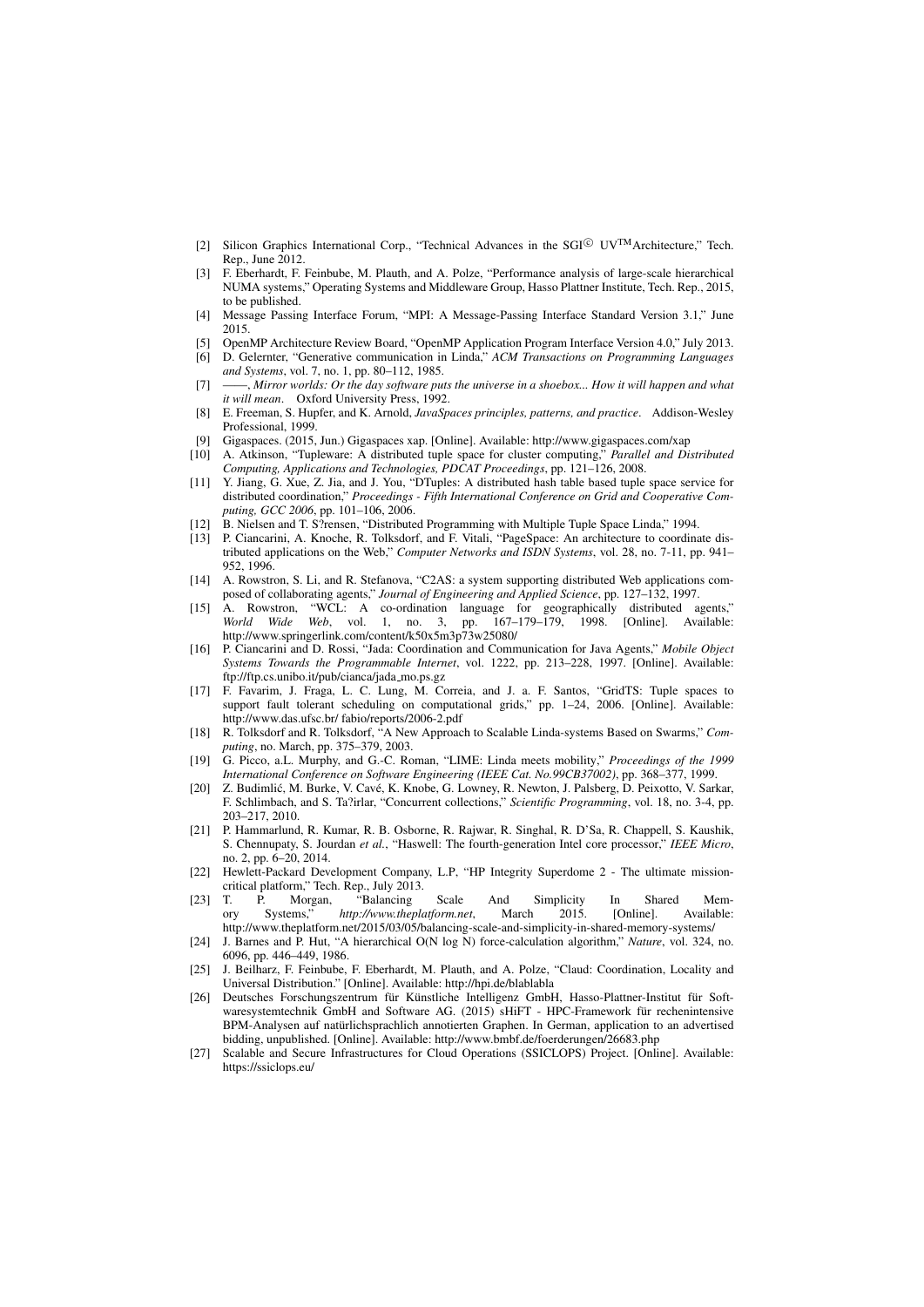[2] Silicon Graphics International Corp., "Technical Advances in the SGI© UV™Architecture," Tech. Rep., June 2012.

[3] F. Eberhardt, F. Feinbube, M. Plauth, and A. Polze, "Performance analysis of large-scale hierarchical NUMA systems," Operating Systems and Middleware Group, Hasso Plattner Institute, Tech. Rep., 2015, to be published.

[4] Message Passing Interface Forum, "MPI: A Message-Passing Interface Standard Version 3.1," June 2015.

[5] OpenMP Architecture Review Board, "OpenMP Application Program Interface Version 4.0," July 2013.

[6] D. Gelernter, "Generative communication in Linda," *ACM Transactions on Programming Languages and Systems*, vol. 7, no. 1, pp. 80–112, 1985.

[7] ——, *Mirror worlds: Or the day software puts the universe in a shoebox... How it will happen and what it will mean*. Oxford University Press, 1992.

[8] E. Freeman, S. Hupfer, and K. Arnold, *JavaSpaces principles, patterns, and practice*. Addison-Wesley Professional, 1999.

[9] Gigaspaces. (2015, Jun.) Gigaspaces xap. [Online]. Available: http://www.gigaspaces.com/xap

[10] A. Atkinson, "Tupleware: A distributed tuple space for cluster computing," *Parallel and Distributed Computing, Applications and Technologies, PDCAT Proceedings*, pp. 121–126, 2008.

[11] Y. Jiang, G. Xue, Z. Jia, and J. You, "DTuples: A distributed hash table based tuple space service for distributed coordination," *Proceedings - Fifth International Conference on Grid and Cooperative Computing, GCC 2006*, pp. 101–106, 2006.

[12] B. Nielsen and T. S?rensen, "Distributed Programming with Multiple Tuple Space Linda," 1994.

[13] P. Ciancarini, A. Knoche, R. Tolksdorf, and F. Vitali, "PageSpace: An architecture to coordinate distributed applications on the Web," *Computer Networks and ISDN Systems*, vol. 28, no. 7-11, pp. 941–952, 1996.

[14] A. Rowstron, S. Li, and R. Stefanova, "C2AS: a system supporting distributed Web applications composed of collaborating agents," *Journal of Engineering and Applied Science*, pp. 127–132, 1997.

[15] A. Rowstron, "WCL: A co-ordination language for geographically distributed agents," *World Wide Web*, vol. 1, no. 3, pp. 167–179–179, 1998. [Online]. Available: http://www.springerlink.com/content/k50x5m3p73w25080/

[16] P. Ciancarini and D. Rossi, "Jada: Coordination and Communication for Java Agents," *Mobile Object Systems Towards the Programmable Internet*, vol. 1222, pp. 213–228, 1997. [Online]. Available: ftp://ftp.cs.unibo.it/pub/cianca/jada_mo.ps.gz

[17] F. Favarim, J. Fraga, L. C. Lung, M. Correia, and J. a. F. Santos, "GridTS: Tuple spaces to support fault tolerant scheduling on computational grids," pp. 1–24, 2006. [Online]. Available: http://www.das.ufsc.br/ fabio/reports/2006-2.pdf

[18] R. Tolksdorf and R. Tolksdorf, "A New Approach to Scalable Linda-systems Based on Swarms," *Computing*, no. March, pp. 375–379, 2003.

[19] G. Picco, a.L. Murphy, and G.-C. Roman, "LIME: Linda meets mobility," *Proceedings of the 1999 International Conference on Software Engineering (IEEE Cat. No.99CB37002)*, pp. 368–377, 1999.

[20] Z. Budimlić, M. Burke, V. Cavé, K. Knobe, G. Lowney, R. Newton, J. Palsberg, D. Peixotto, V. Sarkar, F. Schlimbach, and S. Ta?irlar, "Concurrent collections," *Scientific Programming*, vol. 18, no. 3-4, pp. 203–217, 2010.

[21] P. Hammarlund, R. Kumar, R. B. Osborne, R. Rajwar, R. Singhal, R. D'Sa, R. Chappell, S. Kaushik, S. Chennupaty, S. Jourdan *et al.*, "Haswell: The fourth-generation Intel core processor," *IEEE Micro*, no. 2, pp. 6–20, 2014.

[22] Hewlett-Packard Development Company, L.P, "HP Integrity Superdome 2 - The ultimate mission-critical platform," Tech. Rep., July 2013.

[23] T. P. Morgan, "Balancing Scale And Simplicity In Shared Memory Systems," *http://www.theplatform.net*, March 2015. [Online]. Available: http://www.theplatform.net/2015/03/05/balancing-scale-and-simplicity-in-shared-memory-systems/

[24] J. Barnes and P. Hut, "A hierarchical O(N log N) force-calculation algorithm," *Nature*, vol. 324, no. 6096, pp. 446–449, 1986.

[25] J. Beilharz, F. Feinbube, F. Eberhardt, M. Plauth, and A. Polze, "Claud: Coordination, Locality and Universal Distribution." [Online]. Available: http://hpi.de/blablabla

[26] Deutsches Forschungszentrum für Künstliche Intelligenz GmbH, Hasso-Plattner-Institut für Softwaresystemtechnik GmbH and Software AG. (2015) sHiFT - HPC-Framework für rechenintensive BPM-Analysen auf natürlichsprachlich annotierten Graphen. In German, application to an advertised bidding, unpublished. [Online]. Available: http://www.bmbf.de/foerderungen/26683.php

[27] Scalable and Secure Infrastructures for Cloud Operations (SSICLOPS) Project. [Online]. Available: https://ssiclops.eu/